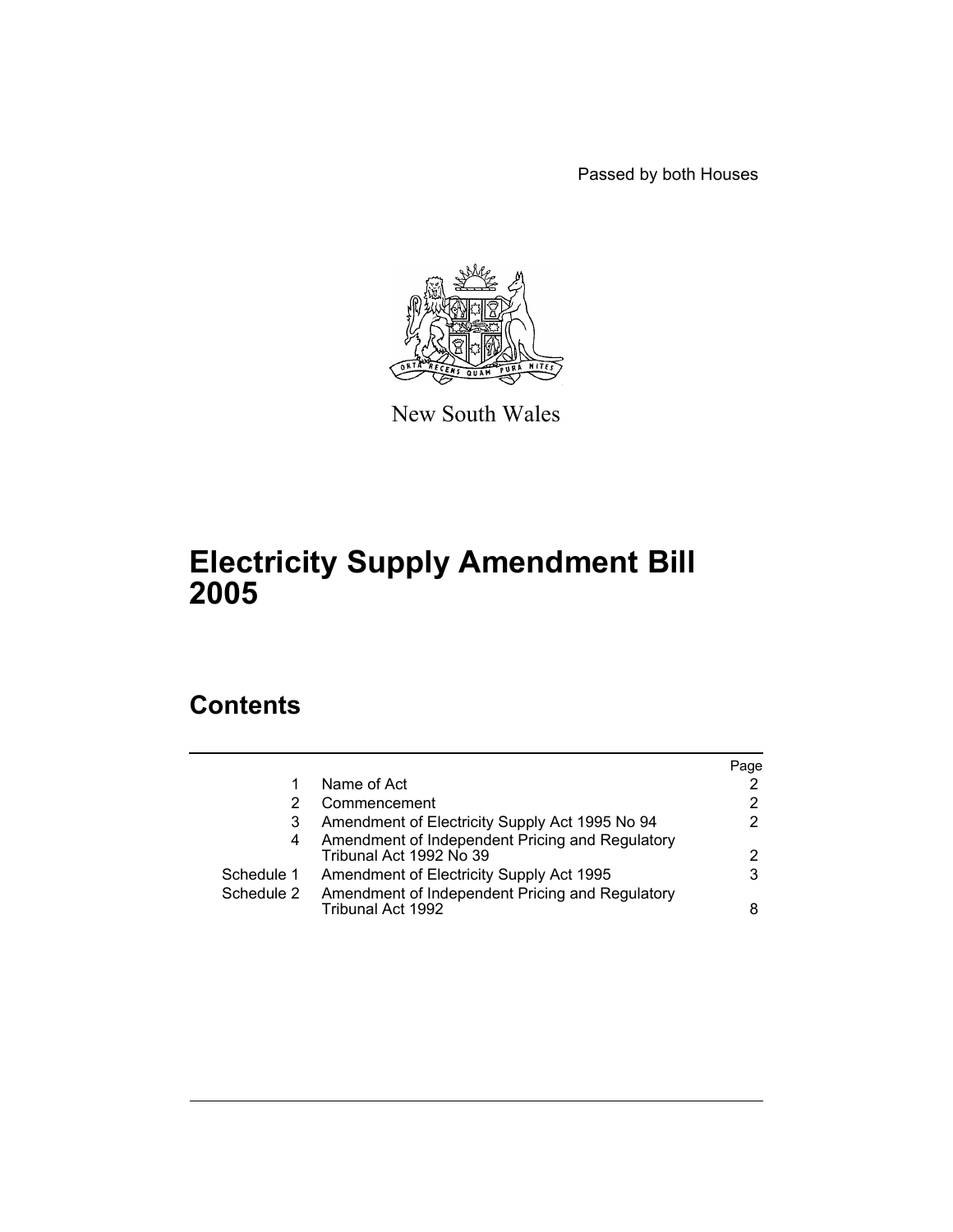Passed by both Houses

New South Wales

# Electricity Supply Amendment Bill 2005

## Contents

| | | Page |
|---|---|---|
| 1 | Name of Act | 2 |
| 2 | Commencement | 2 |
| 3 | Amendment of Electricity Supply Act 1995 No 94 | 2 |
| 4 | Amendment of Independent Pricing and Regulatory Tribunal Act 1992 No 39 | 2 |
| Schedule 1 | Amendment of Electricity Supply Act 1995 | 3 |
| Schedule 2 | Amendment of Independent Pricing and Regulatory Tribunal Act 1992 | 8 |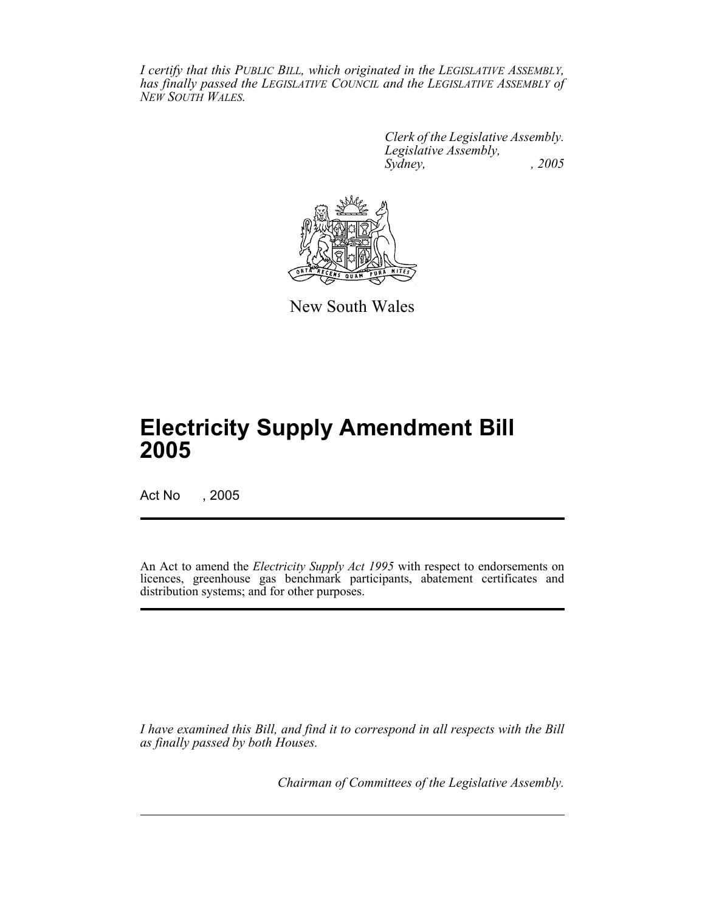*I certify that this PUBLIC BILL, which originated in the LEGISLATIVE ASSEMBLY, has finally passed the LEGISLATIVE COUNCIL and the LEGISLATIVE ASSEMBLY of NEW SOUTH WALES.*

*Clerk of the Legislative Assembly.*
*Legislative Assembly,*
*Sydney, , 2005*

New South Wales

# Electricity Supply Amendment Bill 2005

Act No , 2005

An Act to amend the *Electricity Supply Act 1995* with respect to endorsements on licences, greenhouse gas benchmark participants, abatement certificates and distribution systems; and for other purposes.

*I have examined this Bill, and find it to correspond in all respects with the Bill as finally passed by both Houses.*

*Chairman of Committees of the Legislative Assembly.*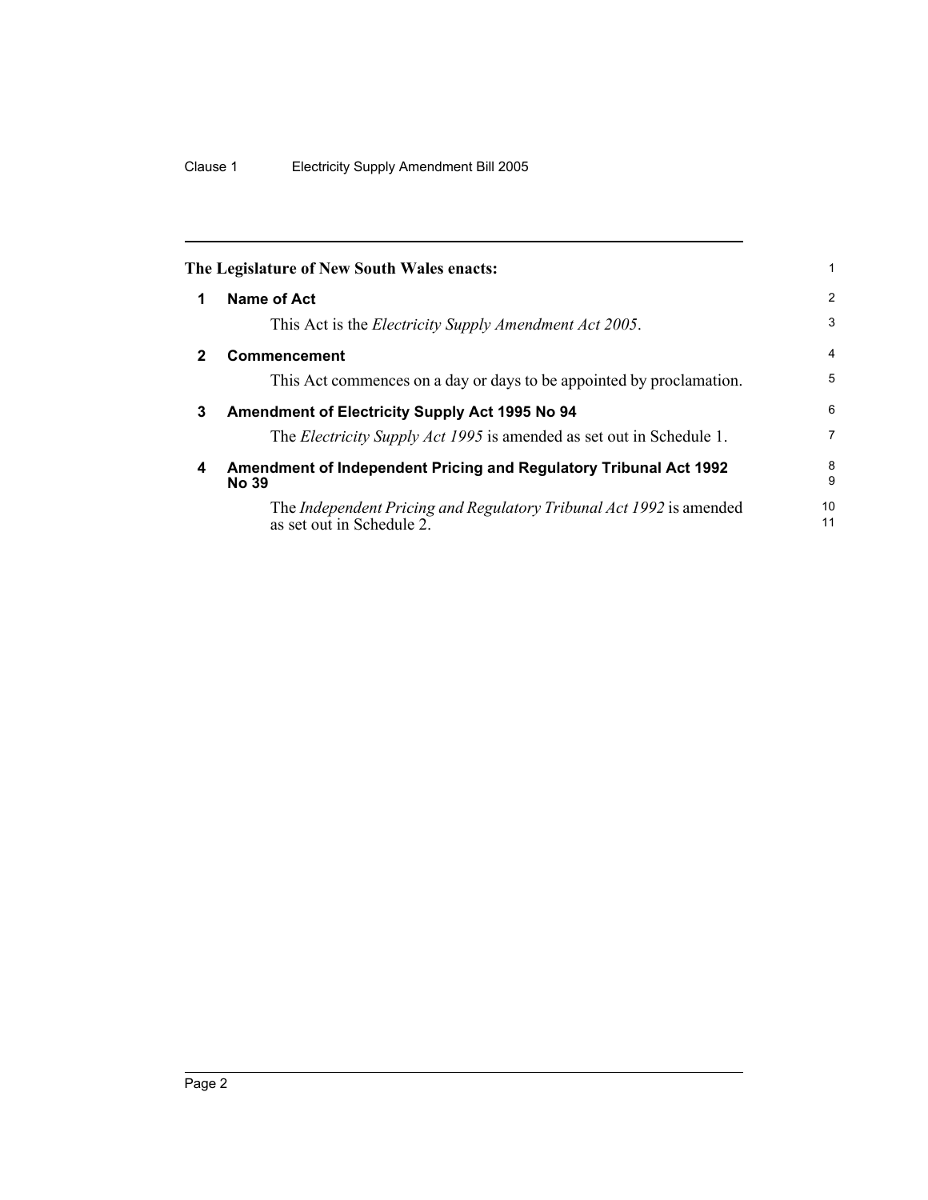**The Legislature of New South Wales enacts:**

## 1 Name of Act

This Act is the *Electricity Supply Amendment Act 2005*.

## 2 Commencement

This Act commences on a day or days to be appointed by proclamation.

## 3 Amendment of Electricity Supply Act 1995 No 94

The *Electricity Supply Act 1995* is amended as set out in Schedule 1.

## 4 Amendment of Independent Pricing and Regulatory Tribunal Act 1992 No 39

The *Independent Pricing and Regulatory Tribunal Act 1992* is amended as set out in Schedule 2.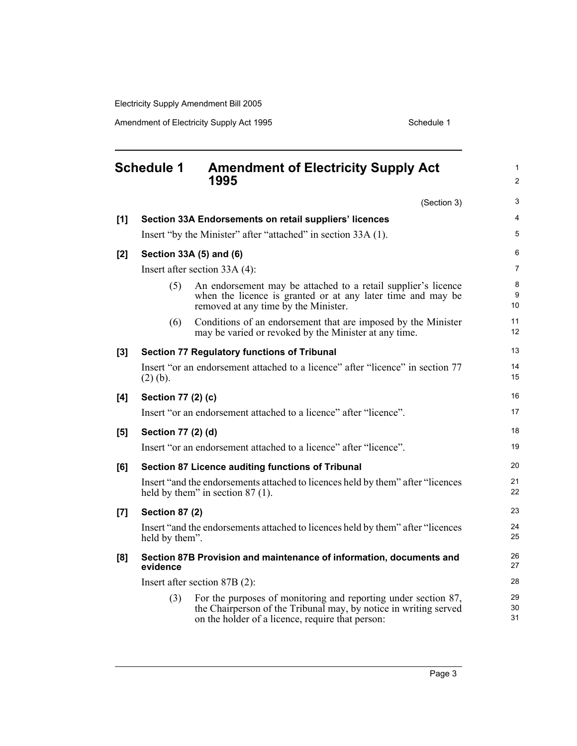## Schedule 1 Amendment of Electricity Supply Act 1995

(Section 3)

**[1] Section 33A Endorsements on retail suppliers' licences**

Insert "by the Minister" after "attached" in section 33A (1).

**[2] Section 33A (5) and (6)**

Insert after section 33A (4):

(5) An endorsement may be attached to a retail supplier's licence when the licence is granted or at any later time and may be removed at any time by the Minister.

(6) Conditions of an endorsement that are imposed by the Minister may be varied or revoked by the Minister at any time.

**[3] Section 77 Regulatory functions of Tribunal**

Insert "or an endorsement attached to a licence" after "licence" in section 77 (2) (b).

**[4] Section 77 (2) (c)**

Insert "or an endorsement attached to a licence" after "licence".

**[5] Section 77 (2) (d)**

Insert "or an endorsement attached to a licence" after "licence".

**[6] Section 87 Licence auditing functions of Tribunal**

Insert "and the endorsements attached to licences held by them" after "licences held by them" in section 87 (1).

**[7] Section 87 (2)**

Insert "and the endorsements attached to licences held by them" after "licences held by them".

**[8] Section 87B Provision and maintenance of information, documents and evidence**

Insert after section 87B (2):

(3) For the purposes of monitoring and reporting under section 87, the Chairperson of the Tribunal may, by notice in writing served on the holder of a licence, require that person: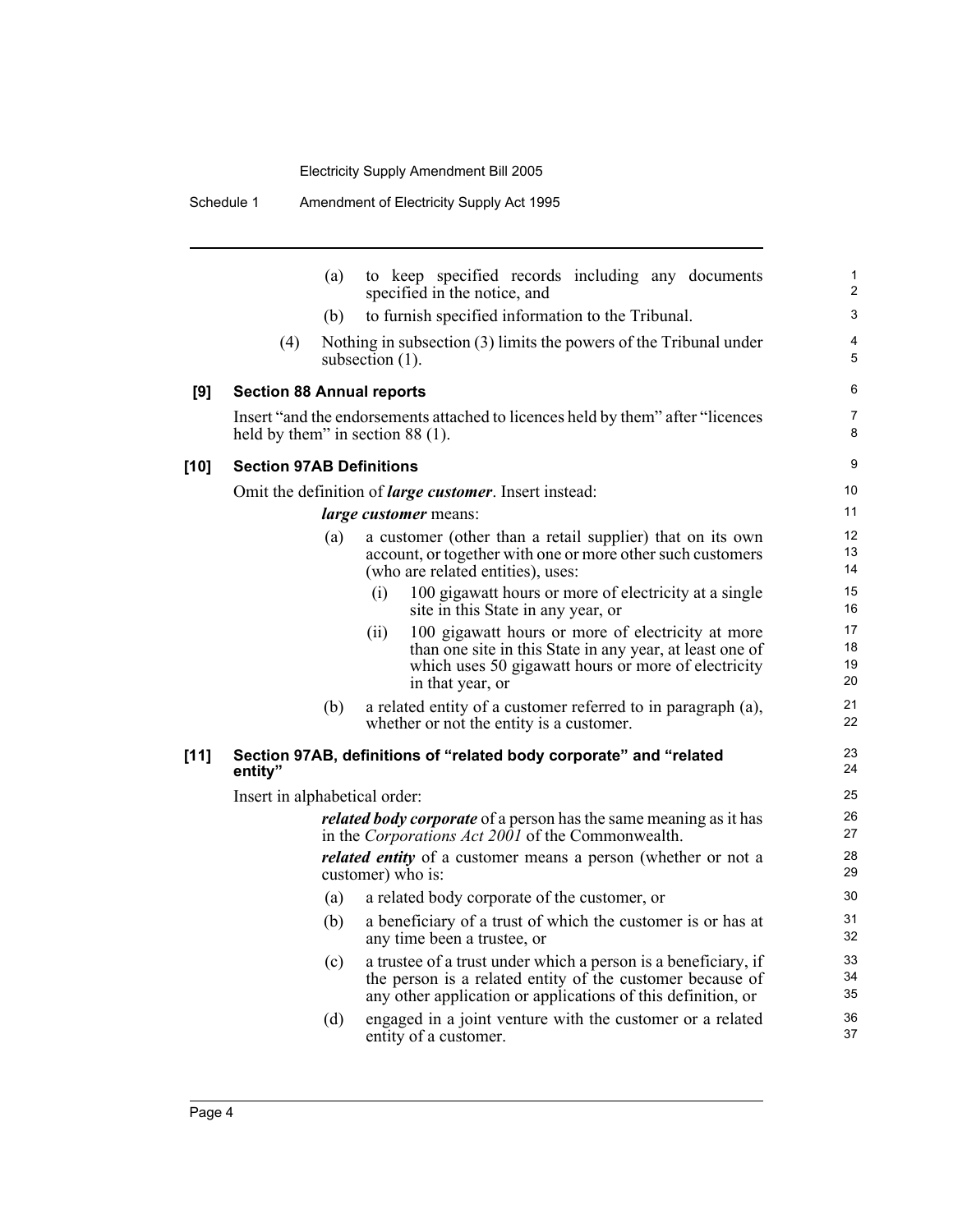(a) to keep specified records including any documents specified in the notice, and

(b) to furnish specified information to the Tribunal.

(4) Nothing in subsection (3) limits the powers of the Tribunal under subsection (1).

### [9] Section 88 Annual reports

Insert "and the endorsements attached to licences held by them" after "licences held by them" in section 88 (1).

### [10] Section 97AB Definitions

Omit the definition of ***large customer***. Insert instead:

***large customer*** means:

(a) a customer (other than a retail supplier) that on its own account, or together with one or more other such customers (who are related entities), uses:

(i) 100 gigawatt hours or more of electricity at a single site in this State in any year, or

(ii) 100 gigawatt hours or more of electricity at more than one site in this State in any year, at least one of which uses 50 gigawatt hours or more of electricity in that year, or

(b) a related entity of a customer referred to in paragraph (a), whether or not the entity is a customer.

### [11] Section 97AB, definitions of "related body corporate" and "related entity"

Insert in alphabetical order:

***related body corporate*** of a person has the same meaning as it has in the *Corporations Act 2001* of the Commonwealth.

***related entity*** of a customer means a person (whether or not a customer) who is:

(a) a related body corporate of the customer, or

(b) a beneficiary of a trust of which the customer is or has at any time been a trustee, or

(c) a trustee of a trust under which a person is a beneficiary, if the person is a related entity of the customer because of any other application or applications of this definition, or

(d) engaged in a joint venture with the customer or a related entity of a customer.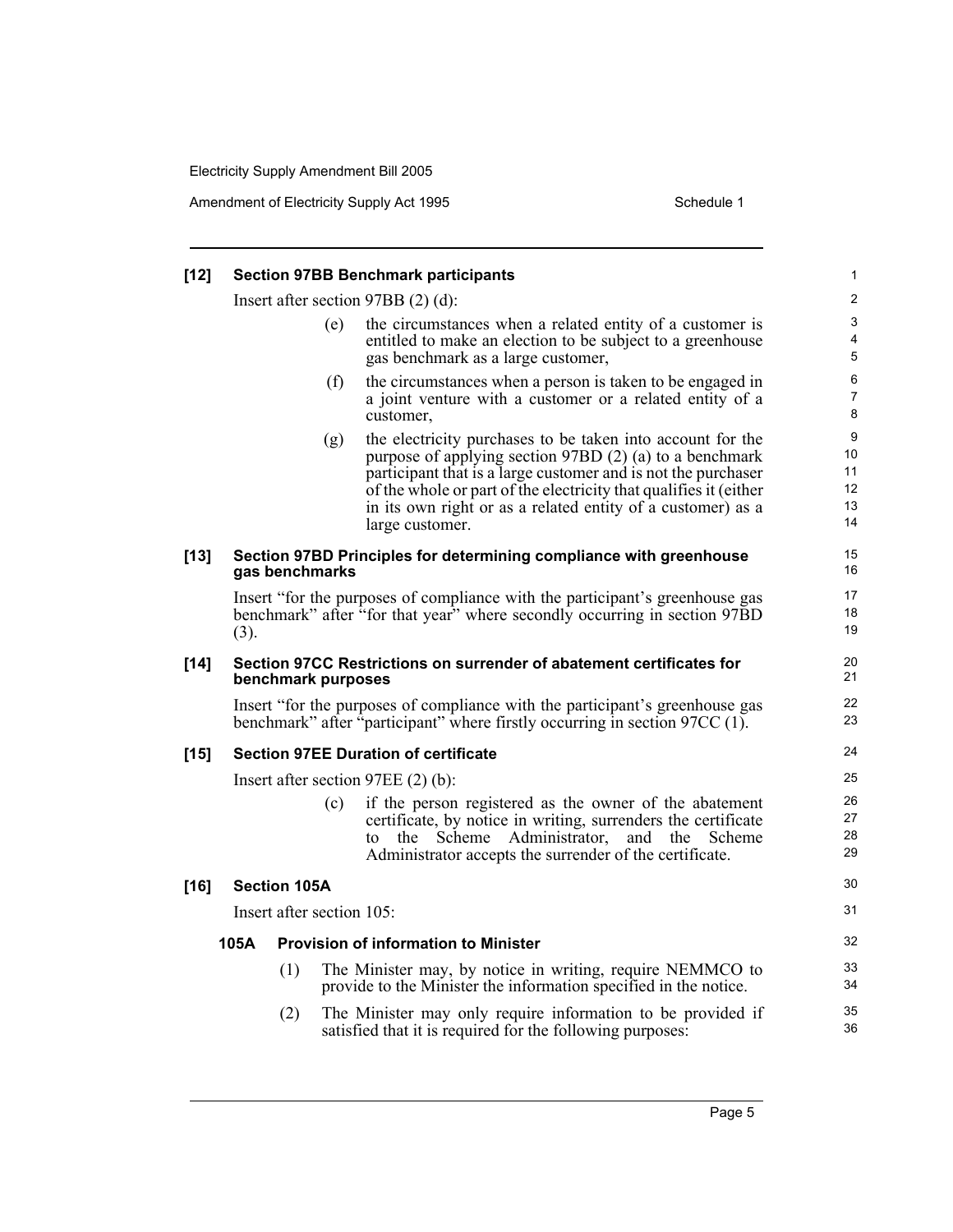**[12] Section 97BB Benchmark participants**

Insert after section 97BB (2) (d):

(e) the circumstances when a related entity of a customer is entitled to make an election to be subject to a greenhouse gas benchmark as a large customer,

(f) the circumstances when a person is taken to be engaged in a joint venture with a customer or a related entity of a customer,

(g) the electricity purchases to be taken into account for the purpose of applying section 97BD (2) (a) to a benchmark participant that is a large customer and is not the purchaser of the whole or part of the electricity that qualifies it (either in its own right or as a related entity of a customer) as a large customer.

**[13] Section 97BD Principles for determining compliance with greenhouse gas benchmarks**

Insert "for the purposes of compliance with the participant's greenhouse gas benchmark" after "for that year" where secondly occurring in section 97BD (3).

**[14] Section 97CC Restrictions on surrender of abatement certificates for benchmark purposes**

Insert "for the purposes of compliance with the participant's greenhouse gas benchmark" after "participant" where firstly occurring in section 97CC (1).

**[15] Section 97EE Duration of certificate**

Insert after section 97EE (2) (b):

(c) if the person registered as the owner of the abatement certificate, by notice in writing, surrenders the certificate to the Scheme Administrator, and the Scheme Administrator accepts the surrender of the certificate.

**[16] Section 105A**

Insert after section 105:

**105A Provision of information to Minister**

(1) The Minister may, by notice in writing, require NEMMCO to provide to the Minister the information specified in the notice.

(2) The Minister may only require information to be provided if satisfied that it is required for the following purposes: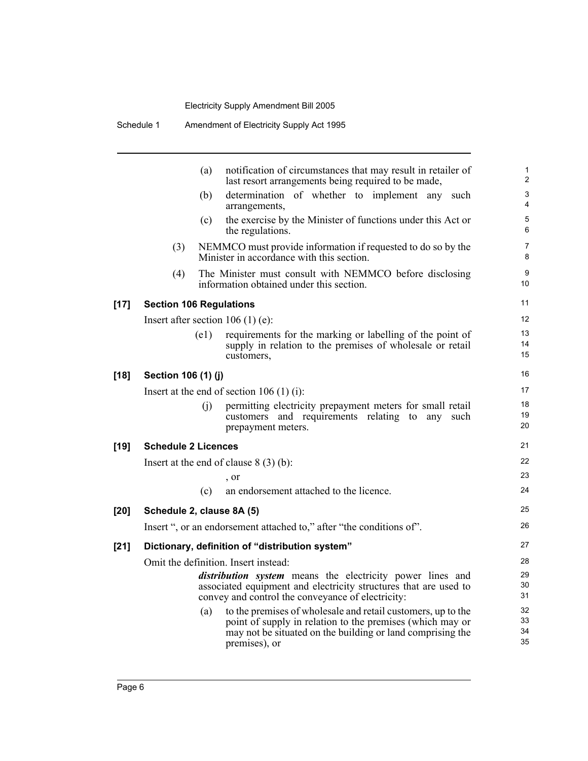(a) notification of circumstances that may result in retailer of last resort arrangements being required to be made,

(b) determination of whether to implement any such arrangements,

(c) the exercise by the Minister of functions under this Act or the regulations.

(3) NEMMCO must provide information if requested to do so by the Minister in accordance with this section.

(4) The Minister must consult with NEMMCO before disclosing information obtained under this section.

### [17] Section 106 Regulations

Insert after section 106 (1) (e):

(e1) requirements for the marking or labelling of the point of supply in relation to the premises of wholesale or retail customers,

### [18] Section 106 (1) (j)

Insert at the end of section 106 (1) (i):

(j) permitting electricity prepayment meters for small retail customers and requirements relating to any such prepayment meters.

### [19] Schedule 2 Licences

Insert at the end of clause 8 (3) (b):

, or

(c) an endorsement attached to the licence.

### [20] Schedule 2, clause 8A (5)

Insert ", or an endorsement attached to," after "the conditions of".

### [21] Dictionary, definition of "distribution system"

Omit the definition. Insert instead:

***distribution system*** means the electricity power lines and associated equipment and electricity structures that are used to convey and control the conveyance of electricity:

(a) to the premises of wholesale and retail customers, up to the point of supply in relation to the premises (which may or may not be situated on the building or land comprising the premises), or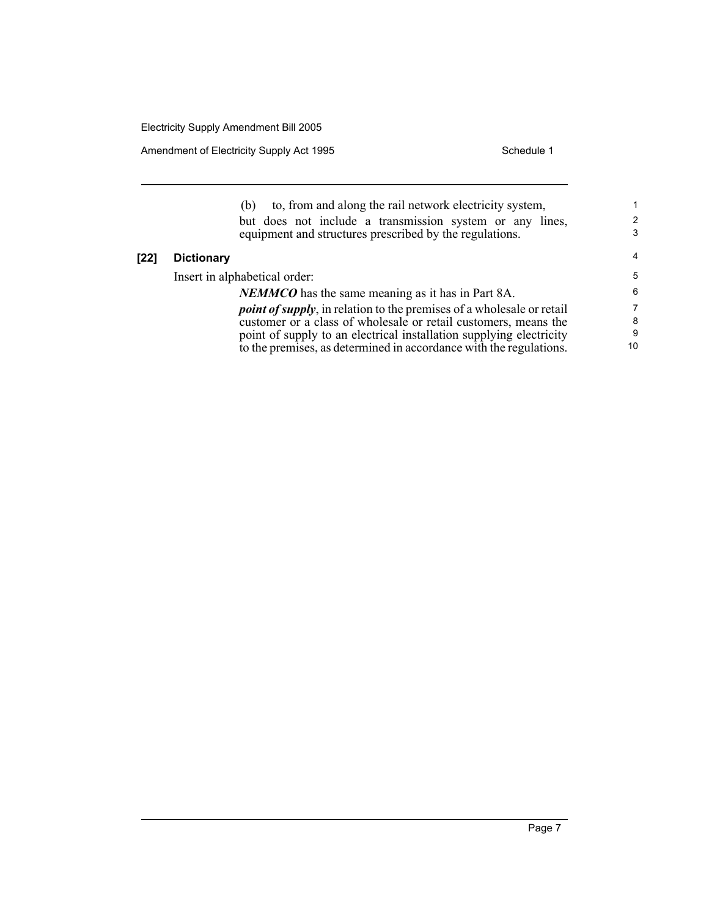(b) to, from and along the rail network electricity system,

but does not include a transmission system or any lines, equipment and structures prescribed by the regulations.

**[22] Dictionary**

Insert in alphabetical order:

***NEMMCO*** has the same meaning as it has in Part 8A.

***point of supply***, in relation to the premises of a wholesale or retail customer or a class of wholesale or retail customers, means the point of supply to an electrical installation supplying electricity to the premises, as determined in accordance with the regulations.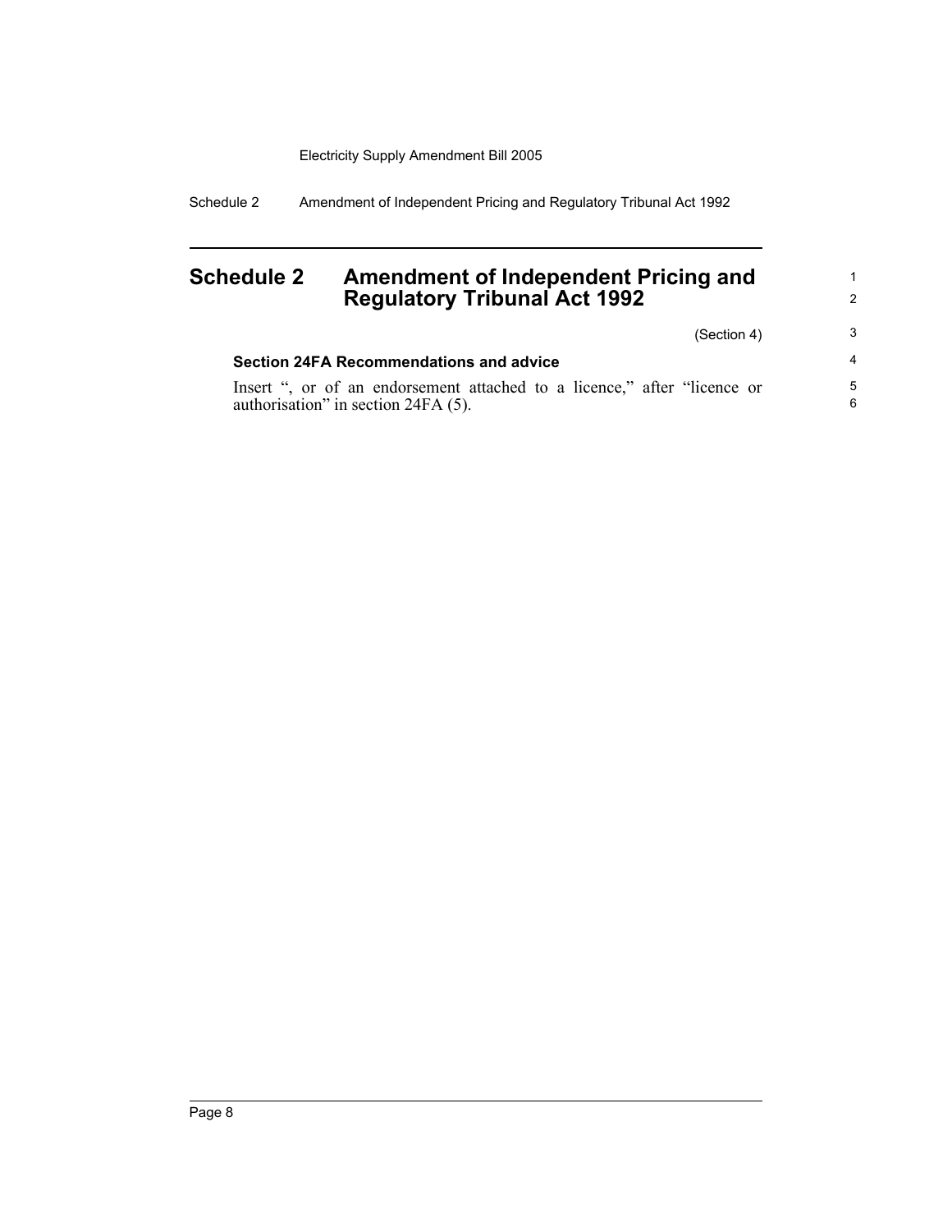# Schedule 2 Amendment of Independent Pricing and Regulatory Tribunal Act 1992

(Section 4)

### Section 24FA Recommendations and advice

Insert ", or of an endorsement attached to a licence," after "licence or authorisation" in section 24FA (5).